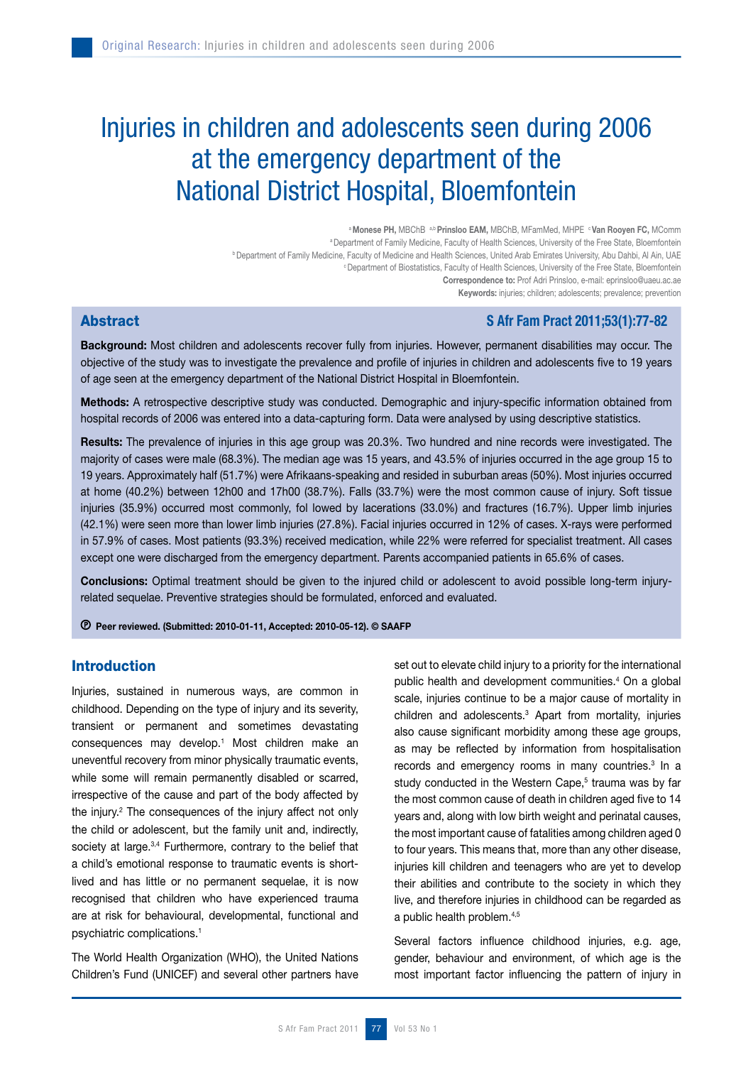# Injuries in children and adolescents seen during 2006 at the emergency department of the National District Hospital, Bloemfontein

[a]**Monese PH,** MBChB [a,b]**Prinsloo EAM,** MBChB, MFamMed, MHPE [c]**Van Rooyen FC,** MComm

[a] Department of Family Medicine, Faculty of Health Sciences, University of the Free State, Bloemfontein

[b] Department of Family Medicine, Faculty of Medicine and Health Sciences, United Arab Emirates University, Abu Dahbi, Al Ain, UAE

[c] Department of Biostatistics, Faculty of Health Sciences, University of the Free State, Bloemfontein

**Correspondence to:** Prof Adri Prinsloo, e-mail: eprinsloo@uaeu.ac.ae

**Keywords:** injuries; children; adolescents; prevalence; prevention

## Abstract

**S Afr Fam Pract 2011;53(1):77-82**

**Background:** Most children and adolescents recover fully from injuries. However, permanent disabilities may occur. The objective of the study was to investigate the prevalence and profile of injuries in children and adolescents five to 19 years of age seen at the emergency department of the National District Hospital in Bloemfontein.

**Methods:** A retrospective descriptive study was conducted. Demographic and injury-specific information obtained from hospital records of 2006 was entered into a data-capturing form. Data were analysed by using descriptive statistics.

**Results:** The prevalence of injuries in this age group was 20.3%. Two hundred and nine records were investigated. The majority of cases were male (68.3%). The median age was 15 years, and 43.5% of injuries occurred in the age group 15 to 19 years. Approximately half (51.7%) were Afrikaans-speaking and resided in suburban areas (50%). Most injuries occurred at home (40.2%) between 12h00 and 17h00 (38.7%). Falls (33.7%) were the most common cause of injury. Soft tissue injuries (35.9%) occurred most commonly, fol lowed by lacerations (33.0%) and fractures (16.7%). Upper limb injuries (42.1%) were seen more than lower limb injuries (27.8%). Facial injuries occurred in 12% of cases. X-rays were performed in 57.9% of cases. Most patients (93.3%) received medication, while 22% were referred for specialist treatment. All cases except one were discharged from the emergency department. Parents accompanied patients in 65.6% of cases.

**Conclusions:** Optimal treatment should be given to the injured child or adolescent to avoid possible long-term injury-related sequelae. Preventive strategies should be formulated, enforced and evaluated.

Ⓟ **Peer reviewed. (Submitted: 2010-01-11, Accepted: 2010-05-12). © SAAFP**

## Introduction

Injuries, sustained in numerous ways, are common in childhood. Depending on the type of injury and its severity, transient or permanent and sometimes devastating consequences may develop.[1] Most children make an uneventful recovery from minor physically traumatic events, while some will remain permanently disabled or scarred, irrespective of the cause and part of the body affected by the injury.[2] The consequences of the injury affect not only the child or adolescent, but the family unit and, indirectly, society at large.[3,4] Furthermore, contrary to the belief that a child's emotional response to traumatic events is short-lived and has little or no permanent sequelae, it is now recognised that children who have experienced trauma are at risk for behavioural, developmental, functional and psychiatric complications.[1]

The World Health Organization (WHO), the United Nations Children's Fund (UNICEF) and several other partners have set out to elevate child injury to a priority for the international public health and development communities.[4] On a global scale, injuries continue to be a major cause of mortality in children and adolescents.[3] Apart from mortality, injuries also cause significant morbidity among these age groups, as may be reflected by information from hospitalisation records and emergency rooms in many countries.[3] In a study conducted in the Western Cape,[5] trauma was by far the most common cause of death in children aged five to 14 years and, along with low birth weight and perinatal causes, the most important cause of fatalities among children aged 0 to four years. This means that, more than any other disease, injuries kill children and teenagers who are yet to develop their abilities and contribute to the society in which they live, and therefore injuries in childhood can be regarded as a public health problem.[4,5]

Several factors influence childhood injuries, e.g. age, gender, behaviour and environment, of which age is the most important factor influencing the pattern of injury in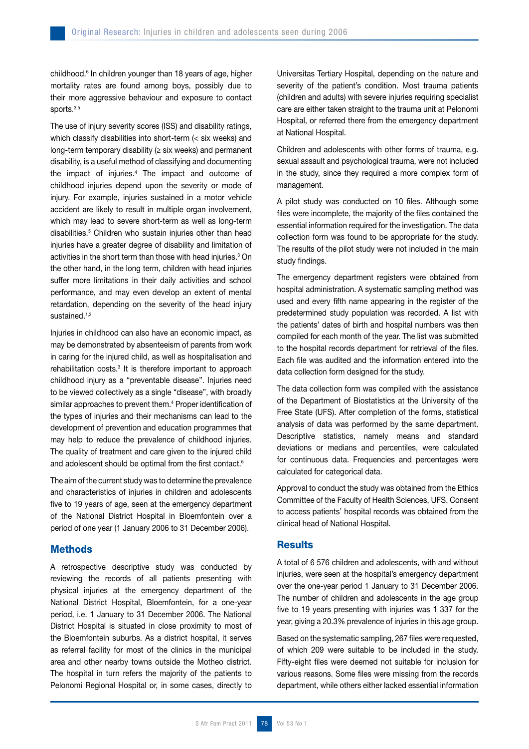childhood.[6] In children younger than 18 years of age, higher mortality rates are found among boys, possibly due to their more aggressive behaviour and exposure to contact sports.[3,5]

The use of injury severity scores (ISS) and disability ratings, which classify disabilities into short-term (< six weeks) and long-term temporary disability (≥ six weeks) and permanent disability, is a useful method of classifying and documenting the impact of injuries.[4] The impact and outcome of childhood injuries depend upon the severity or mode of injury. For example, injuries sustained in a motor vehicle accident are likely to result in multiple organ involvement, which may lead to severe short-term as well as long-term disabilities.[5] Children who sustain injuries other than head injuries have a greater degree of disability and limitation of activities in the short term than those with head injuries.[3] On the other hand, in the long term, children with head injuries suffer more limitations in their daily activities and school performance, and may even develop an extent of mental retardation, depending on the severity of the head injury sustained.[1,3]

Injuries in childhood can also have an economic impact, as may be demonstrated by absenteeism of parents from work in caring for the injured child, as well as hospitalisation and rehabilitation costs.[3] It is therefore important to approach childhood injury as a "preventable disease". Injuries need to be viewed collectively as a single "disease", with broadly similar approaches to prevent them.[4] Proper identification of the types of injuries and their mechanisms can lead to the development of prevention and education programmes that may help to reduce the prevalence of childhood injuries. The quality of treatment and care given to the injured child and adolescent should be optimal from the first contact.[6]

The aim of the current study was to determine the prevalence and characteristics of injuries in children and adolescents five to 19 years of age, seen at the emergency department of the National District Hospital in Bloemfontein over a period of one year (1 January 2006 to 31 December 2006).

## Methods

A retrospective descriptive study was conducted by reviewing the records of all patients presenting with physical injuries at the emergency department of the National District Hospital, Bloemfontein, for a one-year period, i.e. 1 January to 31 December 2006. The National District Hospital is situated in close proximity to most of the Bloemfontein suburbs. As a district hospital, it serves as referral facility for most of the clinics in the municipal area and other nearby towns outside the Motheo district. The hospital in turn refers the majority of the patients to Pelonomi Regional Hospital or, in some cases, directly to Universitas Tertiary Hospital, depending on the nature and severity of the patient's condition. Most trauma patients (children and adults) with severe injuries requiring specialist care are either taken straight to the trauma unit at Pelonomi Hospital, or referred there from the emergency department at National Hospital.

Children and adolescents with other forms of trauma, e.g. sexual assault and psychological trauma, were not included in the study, since they required a more complex form of management.

A pilot study was conducted on 10 files. Although some files were incomplete, the majority of the files contained the essential information required for the investigation. The data collection form was found to be appropriate for the study. The results of the pilot study were not included in the main study findings.

The emergency department registers were obtained from hospital administration. A systematic sampling method was used and every fifth name appearing in the register of the predetermined study population was recorded. A list with the patients' dates of birth and hospital numbers was then compiled for each month of the year. The list was submitted to the hospital records department for retrieval of the files. Each file was audited and the information entered into the data collection form designed for the study.

The data collection form was compiled with the assistance of the Department of Biostatistics at the University of the Free State (UFS). After completion of the forms, statistical analysis of data was performed by the same department. Descriptive statistics, namely means and standard deviations or medians and percentiles, were calculated for continuous data. Frequencies and percentages were calculated for categorical data.

Approval to conduct the study was obtained from the Ethics Committee of the Faculty of Health Sciences, UFS. Consent to access patients' hospital records was obtained from the clinical head of National Hospital.

## Results

A total of 6 576 children and adolescents, with and without injuries, were seen at the hospital's emergency department over the one-year period 1 January to 31 December 2006. The number of children and adolescents in the age group five to 19 years presenting with injuries was 1 337 for the year, giving a 20.3% prevalence of injuries in this age group.

Based on the systematic sampling, 267 files were requested, of which 209 were suitable to be included in the study. Fifty-eight files were deemed not suitable for inclusion for various reasons. Some files were missing from the records department, while others either lacked essential information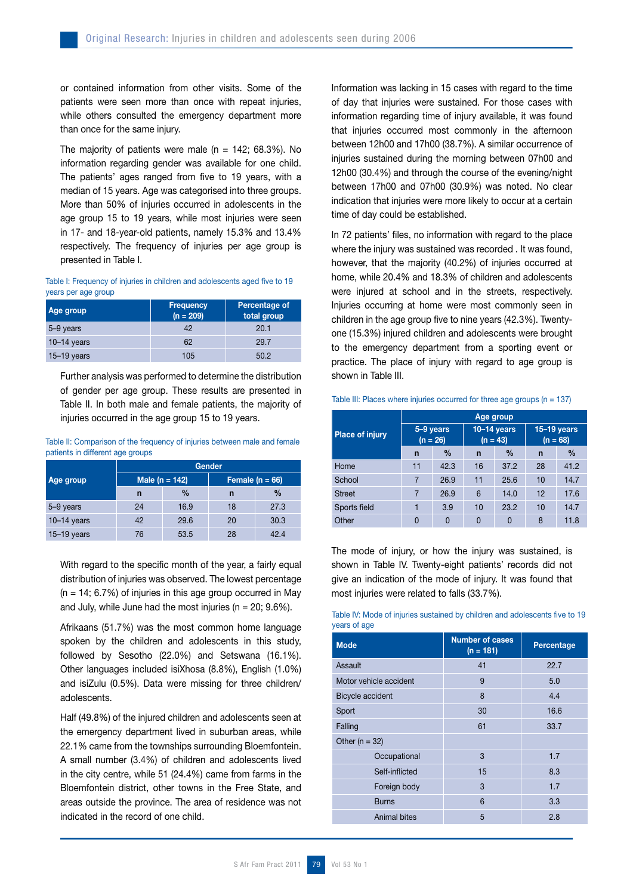or contained information from other visits. Some of the patients were seen more than once with repeat injuries, while others consulted the emergency department more than once for the same injury.

The majority of patients were male (n = 142; 68.3%). No information regarding gender was available for one child. The patients' ages ranged from five to 19 years, with a median of 15 years. Age was categorised into three groups. More than 50% of injuries occurred in adolescents in the age group 15 to 19 years, while most injuries were seen in 17- and 18-year-old patients, namely 15.3% and 13.4% respectively. The frequency of injuries per age group is presented in Table I.

Table I: Frequency of injuries in children and adolescents aged five to 19 years per age group

| Age group | Frequency (n = 209) | Percentage of total group |
|---|---|---|
| 5–9 years | 42 | 20.1 |
| 10–14 years | 62 | 29.7 |
| 15–19 years | 105 | 50.2 |

Further analysis was performed to determine the distribution of gender per age group. These results are presented in Table II. In both male and female patients, the majority of injuries occurred in the age group 15 to 19 years.

Table II: Comparison of the frequency of injuries between male and female patients in different age groups

| Age group | Gender | | | |
|---|---|---|---|---|
| | Male (n = 142) | | Female (n = 66) | |
| | n | % | n | % |
| 5–9 years | 24 | 16.9 | 18 | 27.3 |
| 10–14 years | 42 | 29.6 | 20 | 30.3 |
| 15–19 years | 76 | 53.5 | 28 | 42.4 |

With regard to the specific month of the year, a fairly equal distribution of injuries was observed. The lowest percentage (n = 14; 6.7%) of injuries in this age group occurred in May and July, while June had the most injuries (n = 20; 9.6%).

Afrikaans (51.7%) was the most common home language spoken by the children and adolescents in this study, followed by Sesotho (22.0%) and Setswana (16.1%). Other languages included isiXhosa (8.8%), English (1.0%) and isiZulu (0.5%). Data were missing for three children/adolescents.

Half (49.8%) of the injured children and adolescents seen at the emergency department lived in suburban areas, while 22.1% came from the townships surrounding Bloemfontein. A small number (3.4%) of children and adolescents lived in the city centre, while 51 (24.4%) came from farms in the Bloemfontein district, other towns in the Free State, and areas outside the province. The area of residence was not indicated in the record of one child.

Information was lacking in 15 cases with regard to the time of day that injuries were sustained. For those cases with information regarding time of injury available, it was found that injuries occurred most commonly in the afternoon between 12h00 and 17h00 (38.7%). A similar occurrence of injuries sustained during the morning between 07h00 and 12h00 (30.4%) and through the course of the evening/night between 17h00 and 07h00 (30.9%) was noted. No clear indication that injuries were more likely to occur at a certain time of day could be established.

In 72 patients' files, no information with regard to the place where the injury was sustained was recorded . It was found, however, that the majority (40.2%) of injuries occurred at home, while 20.4% and 18.3% of children and adolescents were injured at school and in the streets, respectively. Injuries occurring at home were most commonly seen in children in the age group five to nine years (42.3%). Twenty-one (15.3%) injured children and adolescents were brought to the emergency department from a sporting event or practice. The place of injury with regard to age group is shown in Table III.

Table III: Places where injuries occurred for three age groups (n = 137)

| Place of injury | Age group | | | | | |
|---|---|---|---|---|---|---|
| | 5–9 years (n = 26) | | 10–14 years (n = 43) | | 15–19 years (n = 68) | |
| | n | % | n | % | n | % |
| Home | 11 | 42.3 | 16 | 37.2 | 28 | 41.2 |
| School | 7 | 26.9 | 11 | 25.6 | 10 | 14.7 |
| Street | 7 | 26.9 | 6 | 14.0 | 12 | 17.6 |
| Sports field | 1 | 3.9 | 10 | 23.2 | 10 | 14.7 |
| Other | 0 | 0 | 0 | 0 | 8 | 11.8 |

The mode of injury, or how the injury was sustained, is shown in Table IV. Twenty-eight patients' records did not give an indication of the mode of injury. It was found that most injuries were related to falls (33.7%).

Table IV: Mode of injuries sustained by children and adolescents five to 19 years of age

| Mode | Number of cases (n = 181) | Percentage |
|---|---|---|
| Assault | 41 | 22.7 |
| Motor vehicle accident | 9 | 5.0 |
| Bicycle accident | 8 | 4.4 |
| Sport | 30 | 16.6 |
| Falling | 61 | 33.7 |
| Other (n = 32) | | |
| Occupational | 3 | 1.7 |
| Self-inflicted | 15 | 8.3 |
| Foreign body | 3 | 1.7 |
| Burns | 6 | 3.3 |
| Animal bites | 5 | 2.8 |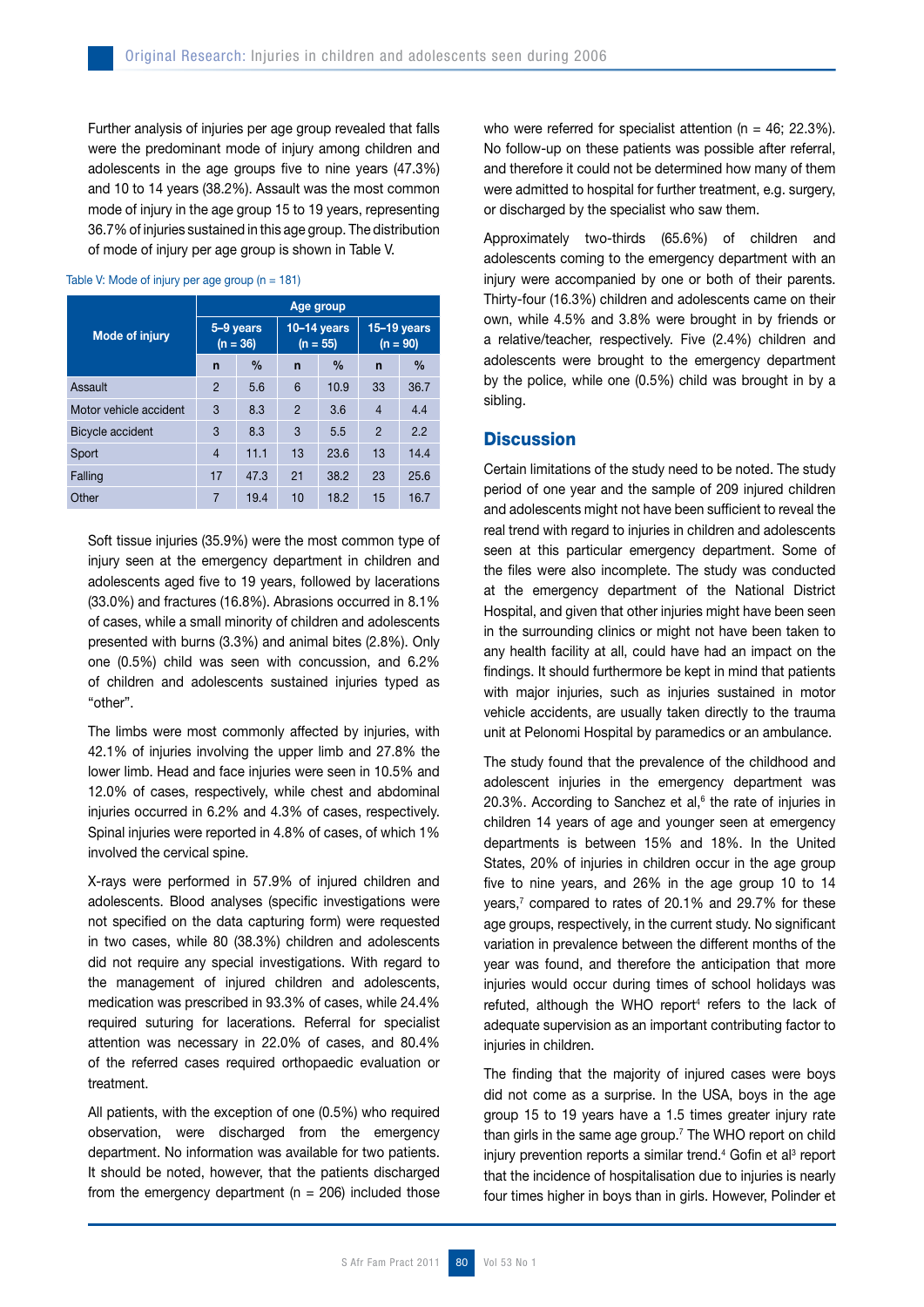Further analysis of injuries per age group revealed that falls were the predominant mode of injury among children and adolescents in the age groups five to nine years (47.3%) and 10 to 14 years (38.2%). Assault was the most common mode of injury in the age group 15 to 19 years, representing 36.7% of injuries sustained in this age group. The distribution of mode of injury per age group is shown in Table V.

Table V: Mode of injury per age group (n = 181)

| Mode of injury | Age group | | | | | |
|---|---|---|---|---|---|---|
| | 5–9 years (n = 36) | | 10–14 years (n = 55) | | 15–19 years (n = 90) | |
| | n | % | n | % | n | % |
| Assault | 2 | 5.6 | 6 | 10.9 | 33 | 36.7 |
| Motor vehicle accident | 3 | 8.3 | 2 | 3.6 | 4 | 4.4 |
| Bicycle accident | 3 | 8.3 | 3 | 5.5 | 2 | 2.2 |
| Sport | 4 | 11.1 | 13 | 23.6 | 13 | 14.4 |
| Falling | 17 | 47.3 | 21 | 38.2 | 23 | 25.6 |
| Other | 7 | 19.4 | 10 | 18.2 | 15 | 16.7 |

Soft tissue injuries (35.9%) were the most common type of injury seen at the emergency department in children and adolescents aged five to 19 years, followed by lacerations (33.0%) and fractures (16.8%). Abrasions occurred in 8.1% of cases, while a small minority of children and adolescents presented with burns (3.3%) and animal bites (2.8%). Only one (0.5%) child was seen with concussion, and 6.2% of children and adolescents sustained injuries typed as "other".

The limbs were most commonly affected by injuries, with 42.1% of injuries involving the upper limb and 27.8% the lower limb. Head and face injuries were seen in 10.5% and 12.0% of cases, respectively, while chest and abdominal injuries occurred in 6.2% and 4.3% of cases, respectively. Spinal injuries were reported in 4.8% of cases, of which 1% involved the cervical spine.

X-rays were performed in 57.9% of injured children and adolescents. Blood analyses (specific investigations were not specified on the data capturing form) were requested in two cases, while 80 (38.3%) children and adolescents did not require any special investigations. With regard to the management of injured children and adolescents, medication was prescribed in 93.3% of cases, while 24.4% required suturing for lacerations. Referral for specialist attention was necessary in 22.0% of cases, and 80.4% of the referred cases required orthopaedic evaluation or treatment.

All patients, with the exception of one (0.5%) who required observation, were discharged from the emergency department. No information was available for two patients. It should be noted, however, that the patients discharged from the emergency department (n = 206) included those who were referred for specialist attention (n = 46; 22.3%). No follow-up on these patients was possible after referral, and therefore it could not be determined how many of them were admitted to hospital for further treatment, e.g. surgery, or discharged by the specialist who saw them.

Approximately two-thirds (65.6%) of children and adolescents coming to the emergency department with an injury were accompanied by one or both of their parents. Thirty-four (16.3%) children and adolescents came on their own, while 4.5% and 3.8% were brought in by friends or a relative/teacher, respectively. Five (2.4%) children and adolescents were brought to the emergency department by the police, while one (0.5%) child was brought in by a sibling.

## Discussion

Certain limitations of the study need to be noted. The study period of one year and the sample of 209 injured children and adolescents might not have been sufficient to reveal the real trend with regard to injuries in children and adolescents seen at this particular emergency department. Some of the files were also incomplete. The study was conducted at the emergency department of the National District Hospital, and given that other injuries might have been seen in the surrounding clinics or might not have been taken to any health facility at all, could have had an impact on the findings. It should furthermore be kept in mind that patients with major injuries, such as injuries sustained in motor vehicle accidents, are usually taken directly to the trauma unit at Pelonomi Hospital by paramedics or an ambulance.

The study found that the prevalence of the childhood and adolescent injuries in the emergency department was 20.3%. According to Sanchez et al,[6] the rate of injuries in children 14 years of age and younger seen at emergency departments is between 15% and 18%. In the United States, 20% of injuries in children occur in the age group five to nine years, and 26% in the age group 10 to 14 years,[7] compared to rates of 20.1% and 29.7% for these age groups, respectively, in the current study. No significant variation in prevalence between the different months of the year was found, and therefore the anticipation that more injuries would occur during times of school holidays was refuted, although the WHO report[4] refers to the lack of adequate supervision as an important contributing factor to injuries in children.

The finding that the majority of injured cases were boys did not come as a surprise. In the USA, boys in the age group 15 to 19 years have a 1.5 times greater injury rate than girls in the same age group.[7] The WHO report on child injury prevention reports a similar trend.[4] Gofin et al[3] report that the incidence of hospitalisation due to injuries is nearly four times higher in boys than in girls. However, Polinder et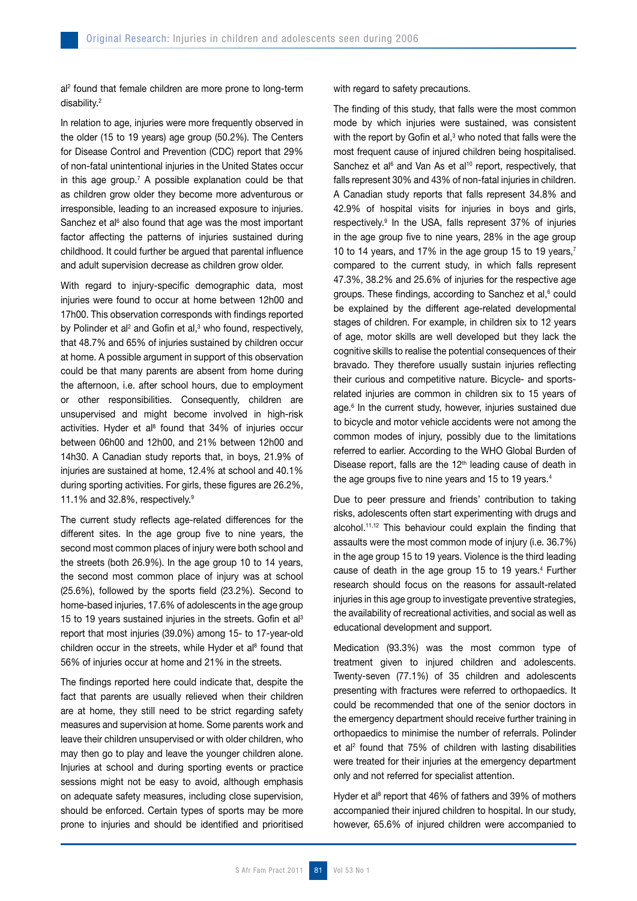al[2] found that female children are more prone to long-term disability.[2]

In relation to age, injuries were more frequently observed in the older (15 to 19 years) age group (50.2%). The Centers for Disease Control and Prevention (CDC) report that 29% of non-fatal unintentional injuries in the United States occur in this age group.[7] A possible explanation could be that as children grow older they become more adventurous or irresponsible, leading to an increased exposure to injuries. Sanchez et al[6] also found that age was the most important factor affecting the patterns of injuries sustained during childhood. It could further be argued that parental influence and adult supervision decrease as children grow older.

With regard to injury-specific demographic data, most injuries were found to occur at home between 12h00 and 17h00. This observation corresponds with findings reported by Polinder et al[2] and Gofin et al,[3] who found, respectively, that 48.7% and 65% of injuries sustained by children occur at home. A possible argument in support of this observation could be that many parents are absent from home during the afternoon, i.e. after school hours, due to employment or other responsibilities. Consequently, children are unsupervised and might become involved in high-risk activities. Hyder et al[8] found that 34% of injuries occur between 06h00 and 12h00, and 21% between 12h00 and 14h30. A Canadian study reports that, in boys, 21.9% of injuries are sustained at home, 12.4% at school and 40.1% during sporting activities. For girls, these figures are 26.2%, 11.1% and 32.8%, respectively.[9]

The current study reflects age-related differences for the different sites. In the age group five to nine years, the second most common places of injury were both school and the streets (both 26.9%). In the age group 10 to 14 years, the second most common place of injury was at school (25.6%), followed by the sports field (23.2%). Second to home-based injuries, 17.6% of adolescents in the age group 15 to 19 years sustained injuries in the streets. Gofin et al[3] report that most injuries (39.0%) among 15- to 17-year-old children occur in the streets, while Hyder et al[8] found that 56% of injuries occur at home and 21% in the streets.

The findings reported here could indicate that, despite the fact that parents are usually relieved when their children are at home, they still need to be strict regarding safety measures and supervision at home. Some parents work and leave their children unsupervised or with older children, who may then go to play and leave the younger children alone. Injuries at school and during sporting events or practice sessions might not be easy to avoid, although emphasis on adequate safety measures, including close supervision, should be enforced. Certain types of sports may be more prone to injuries and should be identified and prioritised with regard to safety precautions.

The finding of this study, that falls were the most common mode by which injuries were sustained, was consistent with the report by Gofin et al,[3] who noted that falls were the most frequent cause of injured children being hospitalised. Sanchez et al[6] and Van As et al[10] report, respectively, that falls represent 30% and 43% of non-fatal injuries in children. A Canadian study reports that falls represent 34.8% and 42.9% of hospital visits for injuries in boys and girls, respectively.[9] In the USA, falls represent 37% of injuries in the age group five to nine years, 28% in the age group 10 to 14 years, and 17% in the age group 15 to 19 years,[7] compared to the current study, in which falls represent 47.3%, 38.2% and 25.6% of injuries for the respective age groups. These findings, according to Sanchez et al,[6] could be explained by the different age-related developmental stages of children. For example, in children six to 12 years of age, motor skills are well developed but they lack the cognitive skills to realise the potential consequences of their bravado. They therefore usually sustain injuries reflecting their curious and competitive nature. Bicycle- and sports-related injuries are common in children six to 15 years of age.[6] In the current study, however, injuries sustained due to bicycle and motor vehicle accidents were not among the common modes of injury, possibly due to the limitations referred to earlier. According to the WHO Global Burden of Disease report, falls are the 12th leading cause of death in the age groups five to nine years and 15 to 19 years.[4]

Due to peer pressure and friends' contribution to taking risks, adolescents often start experimenting with drugs and alcohol.[11,12] This behaviour could explain the finding that assaults were the most common mode of injury (i.e. 36.7%) in the age group 15 to 19 years. Violence is the third leading cause of death in the age group 15 to 19 years.[4] Further research should focus on the reasons for assault-related injuries in this age group to investigate preventive strategies, the availability of recreational activities, and social as well as educational development and support.

Medication (93.3%) was the most common type of treatment given to injured children and adolescents. Twenty-seven (77.1%) of 35 children and adolescents presenting with fractures were referred to orthopaedics. It could be recommended that one of the senior doctors in the emergency department should receive further training in orthopaedics to minimise the number of referrals. Polinder et al[2] found that 75% of children with lasting disabilities were treated for their injuries at the emergency department only and not referred for specialist attention.

Hyder et al[8] report that 46% of fathers and 39% of mothers accompanied their injured children to hospital. In our study, however, 65.6% of injured children were accompanied to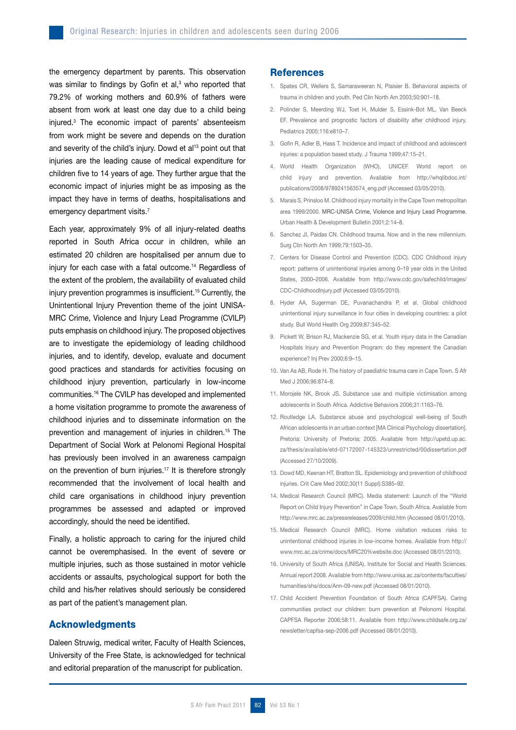the emergency department by parents. This observation was similar to findings by Gofin et al,[3] who reported that 79.2% of working mothers and 60.9% of fathers were absent from work at least one day due to a child being injured.[3] The economic impact of parents' absenteeism from work might be severe and depends on the duration and severity of the child's injury. Dowd et al[13] point out that injuries are the leading cause of medical expenditure for children five to 14 years of age. They further argue that the economic impact of injuries might be as imposing as the impact they have in terms of deaths, hospitalisations and emergency department visits.[7]

Each year, approximately 9% of all injury-related deaths reported in South Africa occur in children, while an estimated 20 children are hospitalised per annum due to injury for each case with a fatal outcome.[14] Regardless of the extent of the problem, the availability of evaluated child injury prevention programmes is insufficient.[15] Currently, the Unintentional Injury Prevention theme of the joint UNISA-MRC Crime, Violence and Injury Lead Programme (CVILP) puts emphasis on childhood injury. The proposed objectives are to investigate the epidemiology of leading childhood injuries, and to identify, develop, evaluate and document good practices and standards for activities focusing on childhood injury prevention, particularly in low-income communities.[16] The CVILP has developed and implemented a home visitation programme to promote the awareness of childhood injuries and to disseminate information on the prevention and management of injuries in children.[15] The Department of Social Work at Pelonomi Regional Hospital has previously been involved in an awareness campaign on the prevention of burn injuries.[17] It is therefore strongly recommended that the involvement of local health and child care organisations in childhood injury prevention programmes be assessed and adapted or improved accordingly, should the need be identified.

Finally, a holistic approach to caring for the injured child cannot be overemphasised. In the event of severe or multiple injuries, such as those sustained in motor vehicle accidents or assaults, psychological support for both the child and his/her relatives should seriously be considered as part of the patient's management plan.

## Acknowledgments

Daleen Struwig, medical writer, Faculty of Health Sciences, University of the Free State, is acknowledged for technical and editorial preparation of the manuscript for publication.

## References

1. Spates CR, Wellers S, Samaraweeran N, Plaisier B. Behavioral aspects of trauma in children and youth. Ped Clin North Am 2003;50:901–18.
2. Polinder S, Meerding WJ, Toet H, Mulder S, Essink-Bot ML, Van Beeck EF. Prevalence and prognostic factors of disability after childhood injury. Pediatrics 2005;116:e810–7.
3. Gofin R, Adler B, Hass T. Incidence and impact of childhood and adolescent injuries: a population based study. J Trauma 1999;47:15–21.
4. World Health Organization (WHO), UNICEF. World report on child injury and prevention. Available from http://whqlibdoc.int/publications/2008/9789241563574_eng.pdf (Accessed 03/05/2010).
5. Marais S, Prinsloo M. Childhood injury mortality in the Cape Town metropolitan area 1999/2000. MRC-UNISA Crime, Violence and Injury Lead Programme. Urban Health & Development Bulletin 2001;2:14–8.
6. Sanchez JI, Paidas CN. Childhood trauma. Now and in the new millennium. Surg Clin North Am 1999;79:1503–35.
7. Centers for Disease Control and Prevention (CDC). CDC Childhood injury report: patterns of unintentional injuries among 0–19 year olds in the United States, 2000–2006. Available from http://www.cdc.gov/safechild/images/CDC-ChildhoodInjury.pdf (Accessed 03/05/2010).
8. Hyder AA, Sugerman DE, Puvanachandra P, et al. Global childhood unintentional injury surveillance in four cities in developing countries: a pilot study. Bull World Health Org 2009;87:345–52.
9. Pickett W, Brison RJ, Mackenzie SG, et al. Youth injury data in the Canadian Hospitals Injury and Prevention Program: do they represent the Canadian experience? Inj Prev 2000;6:9–15.
10. Van As AB, Rode H. The history of paediatric trauma care in Cape Town. S Afr Med J 2006;96:874–8.
11. Morojele NK, Brook JS. Substance use and multiple victimisation among adolescents in South Africa. Addictive Behaviors 2006;31:1163–76.
12. Routledge LA. Substance abuse and psychological well-being of South African adolescents in an urban context [MA Clinical Psychology dissertation]. Pretoria: University of Pretoria; 2005. Available from http://upetd.up.ac.za/thesis/available/etd-07172007-145323/unrestricted/00dissertation.pdf (Accessed 27/10/2009).
13. Dowd MD, Keenan HT, Bratton SL. Epidemiology and prevention of childhood injuries. Crit Care Med 2002;30(11 Suppl):S385–92.
14. Medical Research Council (MRC). Media statement: Launch of the "World Report on Child Injury Prevention" in Cape Town, South Africa. Available from http://www.mrc.ac.za/pressreleases/2009/child.htm (Accessed 08/01/2010).
15. Medical Research Council (MRC). Home visitation reduces risks to unintentional childhood injuries in low-income homes. Available from http://www.mrc.ac.za/crime/docs/MRC20%website.doc (Accessed 08/01/2010).
16. University of South Africa (UNISA). Institute for Social and Health Sciences. Annual report 2008. Available from http://www.unisa.ac.za/contents/faculties/humanities/shs/docs/Ann-09-new.pdf (Accessed 08/01/2010).
17. Child Accident Prevention Foundation of South Africa (CAPFSA). Caring communities protect our children: burn prevention at Pelonomi Hospital. CAPFSA Reporter 2006;58:11. Available from http://www.childsafe.org.za/newsletter/capfsa-sep-2006.pdf (Accessed 08/01/2010).